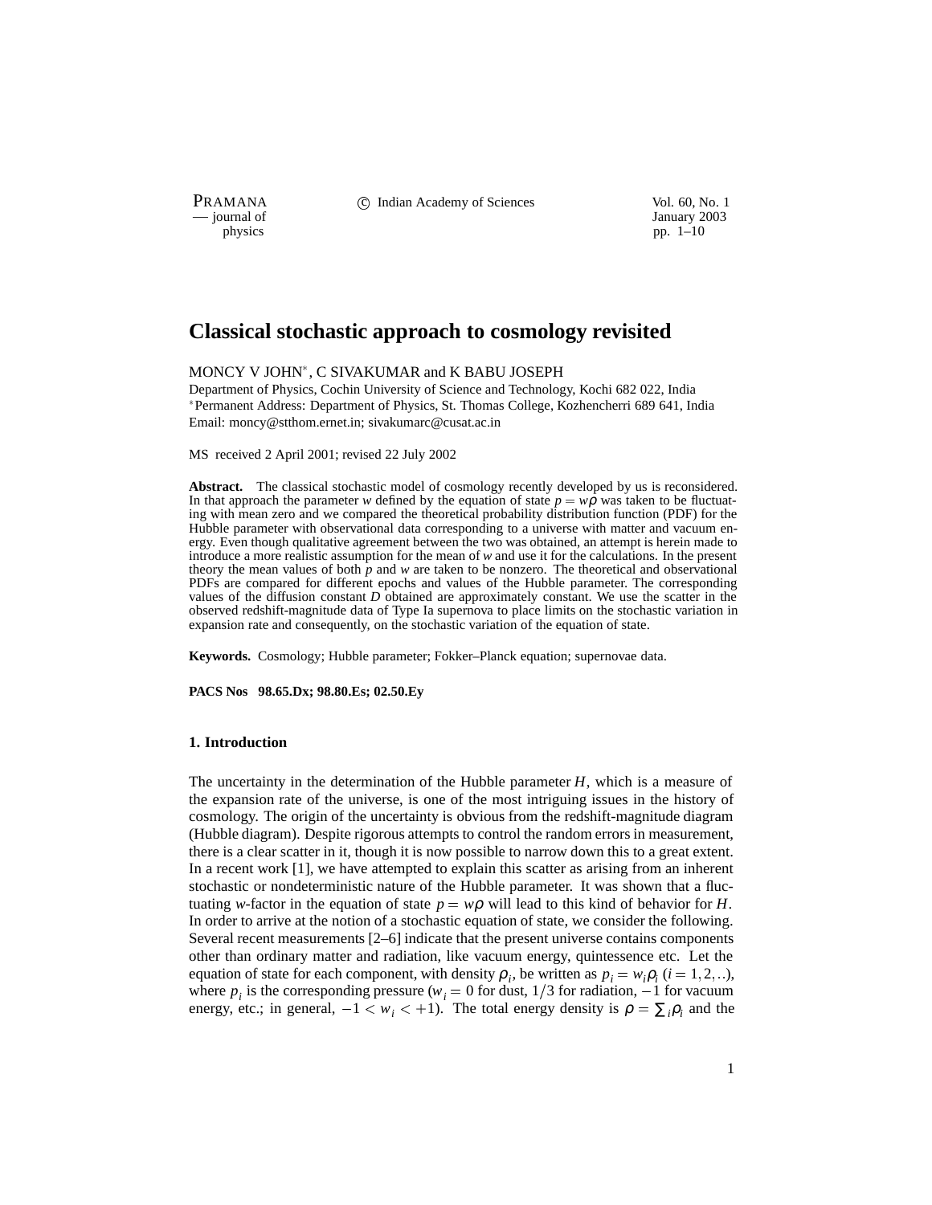# Classical stochastic approach to cosmology revisited

MONCY V JOHN*, C SIVAKUMAR and K BABU JOSEPH

Department of Physics, Cochin University of Science and Technology, Kochi 682 022, India
*Permanent Address: Department of Physics, St. Thomas College, Kozhencherri 689 641, India
Email: moncy@stthom.ernet.in; sivakumarc@cusat.ac.in

MS received 2 April 2001; revised 22 July 2002

**Abstract.** The classical stochastic model of cosmology recently developed by us is reconsidered. In that approach the parameter $w$ defined by the equation of state $p = w\rho$ was taken to be fluctuating with mean zero and we compared the theoretical probability distribution function (PDF) for the Hubble parameter with observational data corresponding to a universe with matter and vacuum energy. Even though qualitative agreement between the two was obtained, an attempt is herein made to introduce a more realistic assumption for the mean of $w$ and use it for the calculations. In the present theory the mean values of both $p$ and $w$ are taken to be nonzero. The theoretical and observational PDFs are compared for different epochs and values of the Hubble parameter. The corresponding values of the diffusion constant $D$ obtained are approximately constant. We use the scatter in the observed redshift-magnitude data of Type Ia supernova to place limits on the stochastic variation in expansion rate and consequently, on the stochastic variation of the equation of state.

**Keywords.** Cosmology; Hubble parameter; Fokker–Planck equation; supernovae data.

**PACS Nos 98.65.Dx; 98.80.Es; 02.50.Ey**

## 1. Introduction

The uncertainty in the determination of the Hubble parameter $H$, which is a measure of the expansion rate of the universe, is one of the most intriguing issues in the history of cosmology. The origin of the uncertainty is obvious from the redshift-magnitude diagram (Hubble diagram). Despite rigorous attempts to control the random errors in measurement, there is a clear scatter in it, though it is now possible to narrow down this to a great extent. In a recent work [1], we have attempted to explain this scatter as arising from an inherent stochastic or nondeterministic nature of the Hubble parameter. It was shown that a fluctuating $w$-factor in the equation of state $p = w\rho$ will lead to this kind of behavior for $H$. In order to arrive at the notion of a stochastic equation of state, we consider the following. Several recent measurements [2–6] indicate that the present universe contains components other than ordinary matter and radiation, like vacuum energy, quintessence etc. Let the equation of state for each component, with density $\rho_i$, be written as $p_i = w_i\rho_i$ $(i = 1, 2, ..)$, where $p_i$ is the corresponding pressure ($w_i = 0$ for dust, $1/3$ for radiation, $-1$ for vacuum energy, etc.; in general, $-1 < w_i < +1$). The total energy density is $\rho = \sum_i \rho_i$ and the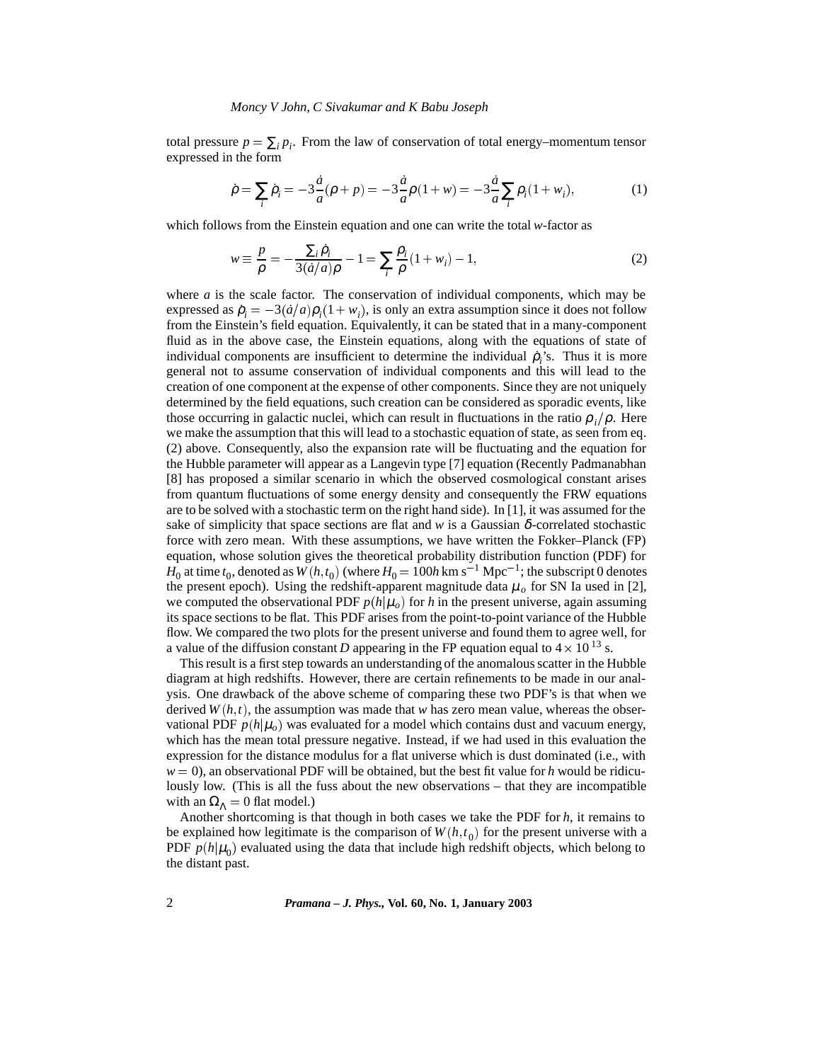total pressure $p = \sum_i p_i$. From the law of conservation of total energy–momentum tensor expressed in the form

$$\dot{\rho} = \sum_i \dot{\rho}_i = -3\frac{\dot{a}}{a}(\rho + p) = -3\frac{\dot{a}}{a}\rho(1+w) = -3\frac{\dot{a}}{a}\sum_i \rho_i(1+w_i), \tag{1}$$

which follows from the Einstein equation and one can write the total $w$-factor as

$$w \equiv \frac{p}{\rho} = -\frac{\sum_i \dot{\rho}_i}{3(\dot{a}/a)\rho} - 1 = \sum_i \frac{\rho_i}{\rho}(1+w_i) - 1, \tag{2}$$

where $a$ is the scale factor. The conservation of individual components, which may be expressed as $\dot{\rho}_i = -3(\dot{a}/a)\rho_i(1+w_i)$, is only an extra assumption since it does not follow from the Einstein's field equation. Equivalently, it can be stated that in a many-component fluid as in the above case, the Einstein equations, along with the equations of state of individual components are insufficient to determine the individual $\dot{\rho}_i$'s. Thus it is more general not to assume conservation of individual components and this will lead to the creation of one component at the expense of other components. Since they are not uniquely determined by the field equations, such creation can be considered as sporadic events, like those occurring in galactic nuclei, which can result in fluctuations in the ratio $\rho_i/\rho$. Here we make the assumption that this will lead to a stochastic equation of state, as seen from eq. (2) above. Consequently, also the expansion rate will be fluctuating and the equation for the Hubble parameter will appear as a Langevin type [7] equation (Recently Padmanabhan [8] has proposed a similar scenario in which the observed cosmological constant arises from quantum fluctuations of some energy density and consequently the FRW equations are to be solved with a stochastic term on the right hand side). In [1], it was assumed for the sake of simplicity that space sections are flat and $w$ is a Gaussian $\delta$-correlated stochastic force with zero mean. With these assumptions, we have written the Fokker–Planck (FP) equation, whose solution gives the theoretical probability distribution function (PDF) for $H_0$ at time $t_0$, denoted as $W(h,t_0)$ (where $H_0 = 100h$ km s$^{-1}$ Mpc$^{-1}$; the subscript 0 denotes the present epoch). Using the redshift-apparent magnitude data $\mu_o$ for SN Ia used in [2], we computed the observational PDF $p(h|\mu_o)$ for $h$ in the present universe, again assuming its space sections to be flat. This PDF arises from the point-to-point variance of the Hubble flow. We compared the two plots for the present universe and found them to agree well, for a value of the diffusion constant $D$ appearing in the FP equation equal to $4 \times 10^{13}$ s.

This result is a first step towards an understanding of the anomalous scatter in the Hubble diagram at high redshifts. However, there are certain refinements to be made in our analysis. One drawback of the above scheme of comparing these two PDF's is that when we derived $W(h,t)$, the assumption was made that $w$ has zero mean value, whereas the observational PDF $p(h|\mu_o)$ was evaluated for a model which contains dust and vacuum energy, which has the mean total pressure negative. Instead, if we had used in this evaluation the expression for the distance modulus for a flat universe which is dust dominated (i.e., with $w = 0$), an observational PDF will be obtained, but the best fit value for $h$ would be ridiculously low. (This is all the fuss about the new observations – that they are incompatible with an $\Omega_\Lambda = 0$ flat model.)

Another shortcoming is that though in both cases we take the PDF for $h$, it remains to be explained how legitimate is the comparison of $W(h,t_0)$ for the present universe with a PDF $p(h|\mu_0)$ evaluated using the data that include high redshift objects, which belong to the distant past.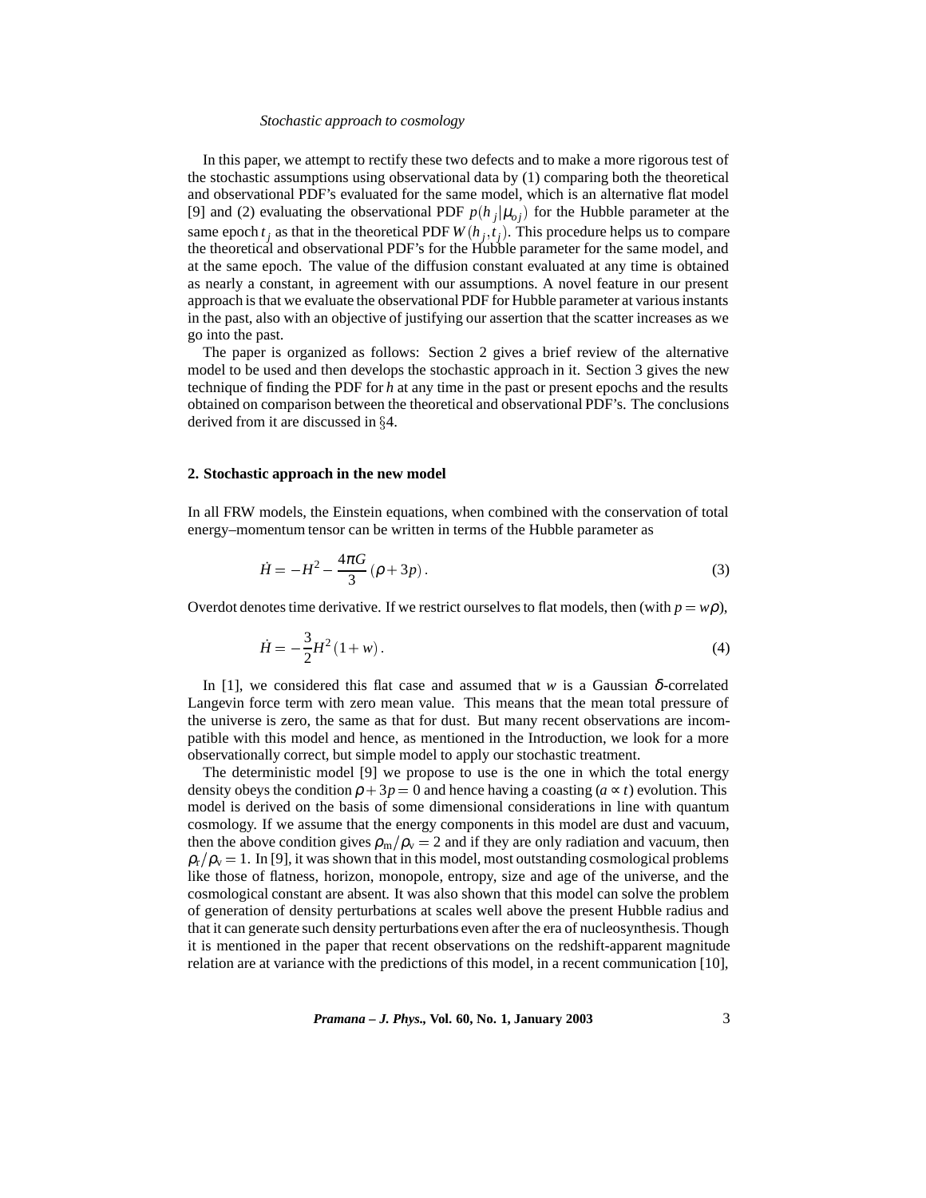In this paper, we attempt to rectify these two defects and to make a more rigorous test of the stochastic assumptions using observational data by (1) comparing both the theoretical and observational PDF's evaluated for the same model, which is an alternative flat model [9] and (2) evaluating the observational PDF $p(h_j|\mu_{oj})$ for the Hubble parameter at the same epoch $t_j$ as that in the theoretical PDF $W(h_j,t_j)$. This procedure helps us to compare the theoretical and observational PDF's for the Hubble parameter for the same model, and at the same epoch. The value of the diffusion constant evaluated at any time is obtained as nearly a constant, in agreement with our assumptions. A novel feature in our present approach is that we evaluate the observational PDF for Hubble parameter at various instants in the past, also with an objective of justifying our assertion that the scatter increases as we go into the past.

The paper is organized as follows: Section 2 gives a brief review of the alternative model to be used and then develops the stochastic approach in it. Section 3 gives the new technique of finding the PDF for $h$ at any time in the past or present epochs and the results obtained on comparison between the theoretical and observational PDF's. The conclusions derived from it are discussed in §4.

## 2. Stochastic approach in the new model

In all FRW models, the Einstein equations, when combined with the conservation of total energy–momentum tensor can be written in terms of the Hubble parameter as

$$\dot{H} = -H^2 - \frac{4\pi G}{3}(\rho + 3p). \tag{3}$$

Overdot denotes time derivative. If we restrict ourselves to flat models, then (with $p = w\rho$),

$$\dot{H} = -\frac{3}{2}H^2(1+w). \tag{4}$$

In [1], we considered this flat case and assumed that $w$ is a Gaussian $\delta$-correlated Langevin force term with zero mean value. This means that the mean total pressure of the universe is zero, the same as that for dust. But many recent observations are incompatible with this model and hence, as mentioned in the Introduction, we look for a more observationally correct, but simple model to apply our stochastic treatment.

The deterministic model [9] we propose to use is the one in which the total energy density obeys the condition $\rho + 3p = 0$ and hence having a coasting ($a \propto t$) evolution. This model is derived on the basis of some dimensional considerations in line with quantum cosmology. If we assume that the energy components in this model are dust and vacuum, then the above condition gives $\rho_{\rm m}/\rho_{\rm v} = 2$ and if they are only radiation and vacuum, then $\rho_{\rm r}/\rho_{\rm v} = 1$. In [9], it was shown that in this model, most outstanding cosmological problems like those of flatness, horizon, monopole, entropy, size and age of the universe, and the cosmological constant are absent. It was also shown that this model can solve the problem of generation of density perturbations at scales well above the present Hubble radius and that it can generate such density perturbations even after the era of nucleosynthesis. Though it is mentioned in the paper that recent observations on the redshift-apparent magnitude relation are at variance with the predictions of this model, in a recent communication [10],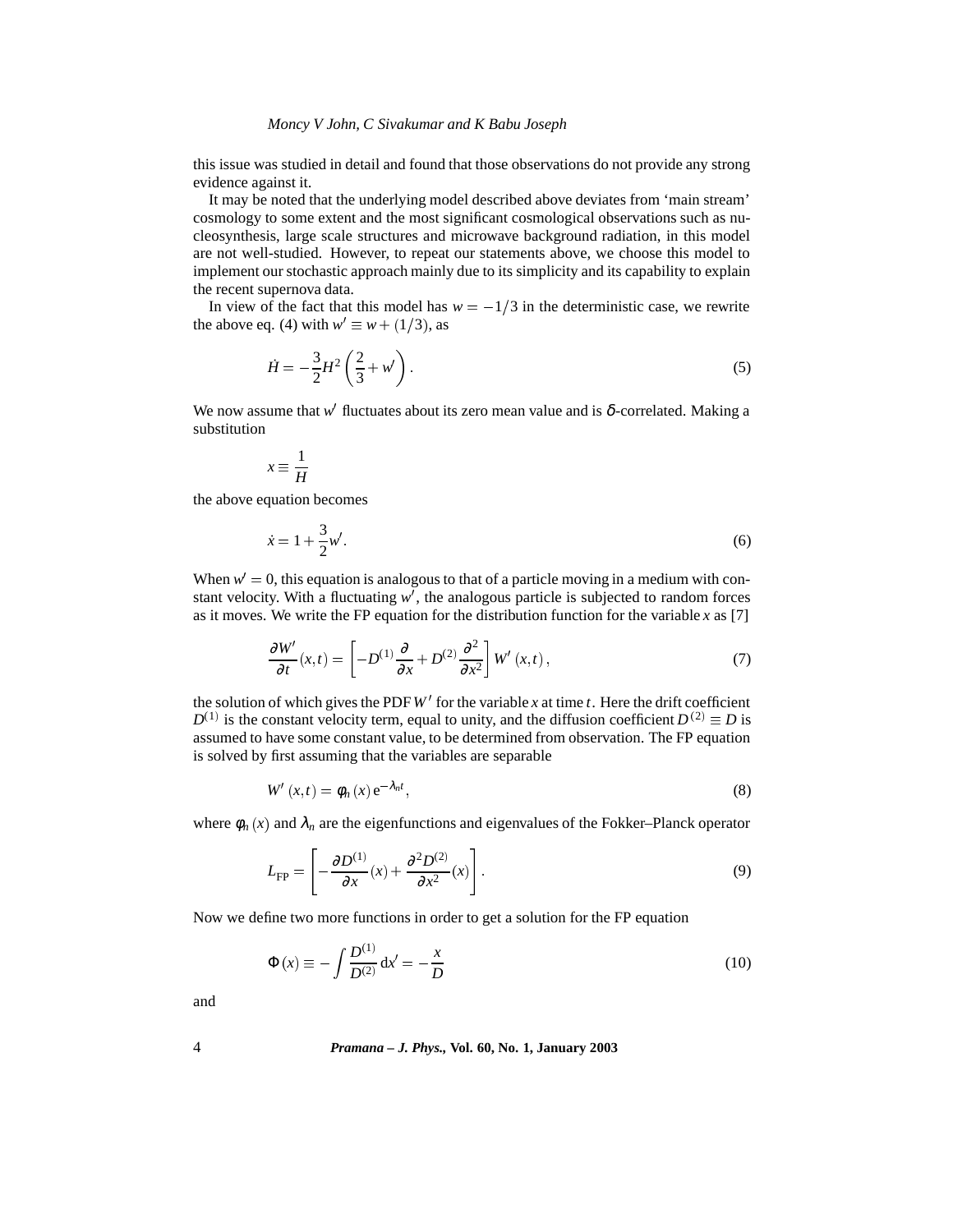this issue was studied in detail and found that those observations do not provide any strong evidence against it.

It may be noted that the underlying model described above deviates from 'main stream' cosmology to some extent and the most significant cosmological observations such as nucleosynthesis, large scale structures and microwave background radiation, in this model are not well-studied. However, to repeat our statements above, we choose this model to implement our stochastic approach mainly due to its simplicity and its capability to explain the recent supernova data.

In view of the fact that this model has $w = -1/3$ in the deterministic case, we rewrite the above eq. (4) with $w' \equiv w + (1/3)$, as

$$\dot{H} = -\frac{3}{2}H^2\left(\frac{2}{3} + w'\right). \tag{5}$$

We now assume that $w'$ fluctuates about its zero mean value and is $\delta$-correlated. Making a substitution

$$x \equiv \frac{1}{H}$$

the above equation becomes

$$\dot{x} = 1 + \frac{3}{2}w'. \tag{6}$$

When $w' = 0$, this equation is analogous to that of a particle moving in a medium with constant velocity. With a fluctuating $w'$, the analogous particle is subjected to random forces as it moves. We write the FP equation for the distribution function for the variable $x$ as [7]

$$\frac{\partial W'}{\partial t}(x,t) = \left[-D^{(1)}\frac{\partial}{\partial x} + D^{(2)}\frac{\partial^2}{\partial x^2}\right]W'(x,t), \tag{7}$$

the solution of which gives the PDF $W'$ for the variable $x$ at time $t$. Here the drift coefficient $D^{(1)}$ is the constant velocity term, equal to unity, and the diffusion coefficient $D^{(2)} \equiv D$ is assumed to have some constant value, to be determined from observation. The FP equation is solved by first assuming that the variables are separable

$$W'(x,t) = \phi_n(x)\,\mathrm{e}^{-\lambda_n t}, \tag{8}$$

where $\phi_n(x)$ and $\lambda_n$ are the eigenfunctions and eigenvalues of the Fokker–Planck operator

$$L_{\mathrm{FP}} = \left[-\frac{\partial D^{(1)}}{\partial x}(x) + \frac{\partial^2 D^{(2)}}{\partial x^2}(x)\right]. \tag{9}$$

Now we define two more functions in order to get a solution for the FP equation

$$\Phi(x) \equiv -\int \frac{D^{(1)}}{D^{(2)}}\,\mathrm{d}x' = -\frac{x}{D} \tag{10}$$

and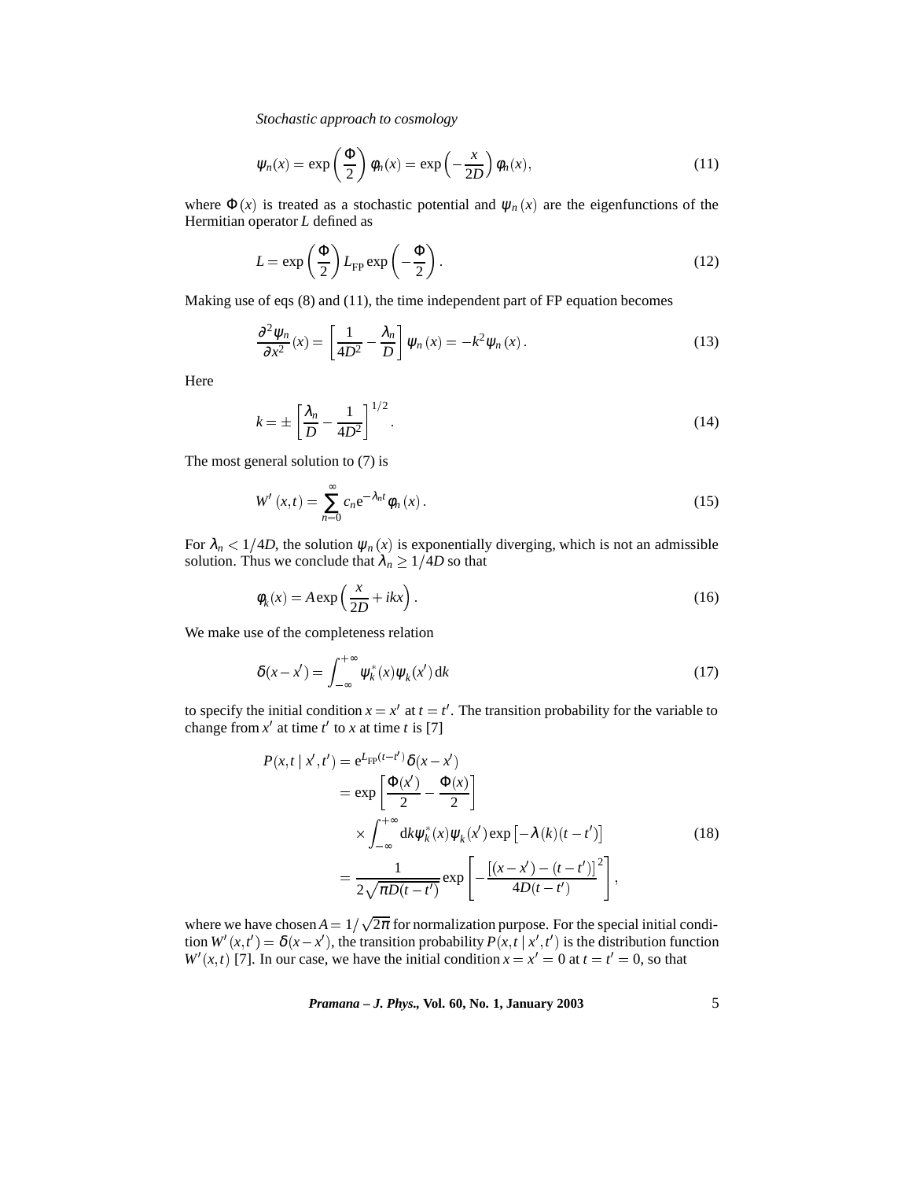$$\psi_n(x) = \exp\left(\frac{\Phi}{2}\right)\varphi_n(x) = \exp\left(-\frac{x}{2D}\right)\varphi_n(x), \tag{11}$$

where $\Phi(x)$ is treated as a stochastic potential and $\psi_n(x)$ are the eigenfunctions of the Hermitian operator $L$ defined as

$$L = \exp\left(\frac{\Phi}{2}\right) L_{\mathrm{FP}} \exp\left(-\frac{\Phi}{2}\right). \tag{12}$$

Making use of eqs (8) and (11), the time independent part of FP equation becomes

$$\frac{\partial^2 \psi_n}{\partial x^2}(x) = \left[\frac{1}{4D^2} - \frac{\lambda_n}{D}\right]\psi_n(x) = -k^2 \psi_n(x). \tag{13}$$

Here

$$k = \pm\left[\frac{\lambda_n}{D} - \frac{1}{4D^2}\right]^{1/2}. \tag{14}$$

The most general solution to (7) is

$$W'(x,t) = \sum_{n=0}^{\infty} c_n \mathrm{e}^{-\lambda_n t} \varphi_n(x). \tag{15}$$

For $\lambda_n < 1/4D$, the solution $\psi_n(x)$ is exponentially diverging, which is not an admissible solution. Thus we conclude that $\lambda_n \geq 1/4D$ so that

$$\varphi_k(x) = A\exp\left(\frac{x}{2D} + ikx\right). \tag{16}$$

We make use of the completeness relation

$$\delta(x - x') = \int_{-\infty}^{+\infty} \psi_k^*(x)\psi_k(x')\,\mathrm{d}k \tag{17}$$

to specify the initial condition $x = x'$ at $t = t'$. The transition probability for the variable to change from $x'$ at time $t'$ to $x$ at time $t$ is [7]

$$\begin{aligned}
P(x,t \mid x',t') &= \mathrm{e}^{L_{\mathrm{FP}}(t-t')}\delta(x-x') \\
&= \exp\left[\frac{\Phi(x')}{2} - \frac{\Phi(x)}{2}\right] \\
&\quad \times \int_{-\infty}^{+\infty} \mathrm{d}k\,\psi_k^*(x)\psi_k(x')\exp\left[-\lambda(k)(t-t')\right] \\
&= \frac{1}{2\sqrt{\pi D(t-t')}}\exp\left[-\frac{\left[(x-x')-(t-t')\right]^2}{4D(t-t')}\right],
\end{aligned} \tag{18}$$

where we have chosen $A = 1/\sqrt{2\pi}$ for normalization purpose. For the special initial condition $W'(x,t') = \delta(x - x')$, the transition probability $P(x,t \mid x',t')$ is the distribution function $W'(x,t)$ [7]. In our case, we have the initial condition $x = x' = 0$ at $t = t' = 0$, so that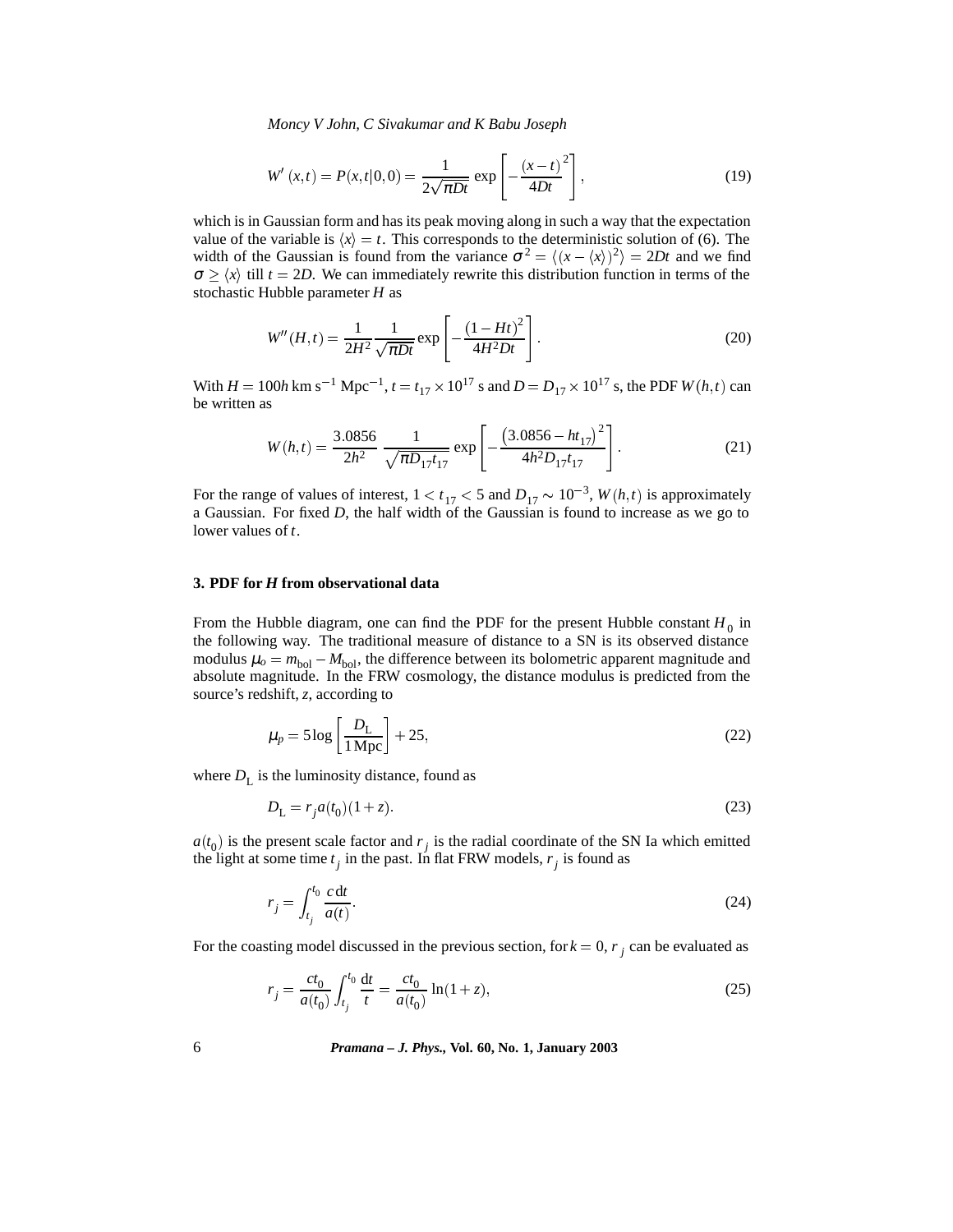$$W'(x,t) = P(x,t|0,0) = \frac{1}{2\sqrt{\pi Dt}} \exp\left[-\frac{(x-t)^2}{4Dt}\right], \tag{19}$$

which is in Gaussian form and has its peak moving along in such a way that the expectation value of the variable is $\langle x \rangle = t$. This corresponds to the deterministic solution of (6). The width of the Gaussian is found from the variance $\sigma^2 = \langle (x - \langle x \rangle)^2 \rangle = 2Dt$ and we find $\sigma \geq \langle x \rangle$ till $t = 2D$. We can immediately rewrite this distribution function in terms of the stochastic Hubble parameter $H$ as

$$W''(H,t) = \frac{1}{2H^2} \frac{1}{\sqrt{\pi Dt}} \exp\left[-\frac{(1-Ht)^2}{4H^2 Dt}\right]. \tag{20}$$

With $H = 100h$ km s$^{-1}$ Mpc$^{-1}$, $t = t_{17} \times 10^{17}$ s and $D = D_{17} \times 10^{17}$ s, the PDF $W(h,t)$ can be written as

$$W(h,t) = \frac{3.0856}{2h^2} \frac{1}{\sqrt{\pi D_{17} t_{17}}} \exp\left[-\frac{\left(3.0856 - ht_{17}\right)^2}{4h^2 D_{17} t_{17}}\right]. \tag{21}$$

For the range of values of interest, $1 < t_{17} < 5$ and $D_{17} \sim 10^{-3}$, $W(h,t)$ is approximately a Gaussian. For fixed $D$, the half width of the Gaussian is found to increase as we go to lower values of $t$.

### 3. PDF for *H* from observational data

From the Hubble diagram, one can find the PDF for the present Hubble constant $H_0$ in the following way. The traditional measure of distance to a SN is its observed distance modulus $\mu_o = m_{\rm bol} - M_{\rm bol}$, the difference between its bolometric apparent magnitude and absolute magnitude. In the FRW cosmology, the distance modulus is predicted from the source's redshift, $z$, according to

$$\mu_p = 5 \log\left[\frac{D_{\rm L}}{1\,{\rm Mpc}}\right] + 25, \tag{22}$$

where $D_{\rm L}$ is the luminosity distance, found as

$$D_{\rm L} = r_j a(t_0)(1+z). \tag{23}$$

$a(t_0)$ is the present scale factor and $r_j$ is the radial coordinate of the SN Ia which emitted the light at some time $t_j$ in the past. In flat FRW models, $r_j$ is found as

$$r_j = \int_{t_j}^{t_0} \frac{c\,{\rm d}t}{a(t)}. \tag{24}$$

For the coasting model discussed in the previous section, for $k = 0$, $r_j$ can be evaluated as

$$r_j = \frac{ct_0}{a(t_0)} \int_{t_j}^{t_0} \frac{{\rm d}t}{t} = \frac{ct_0}{a(t_0)} \ln(1+z), \tag{25}$$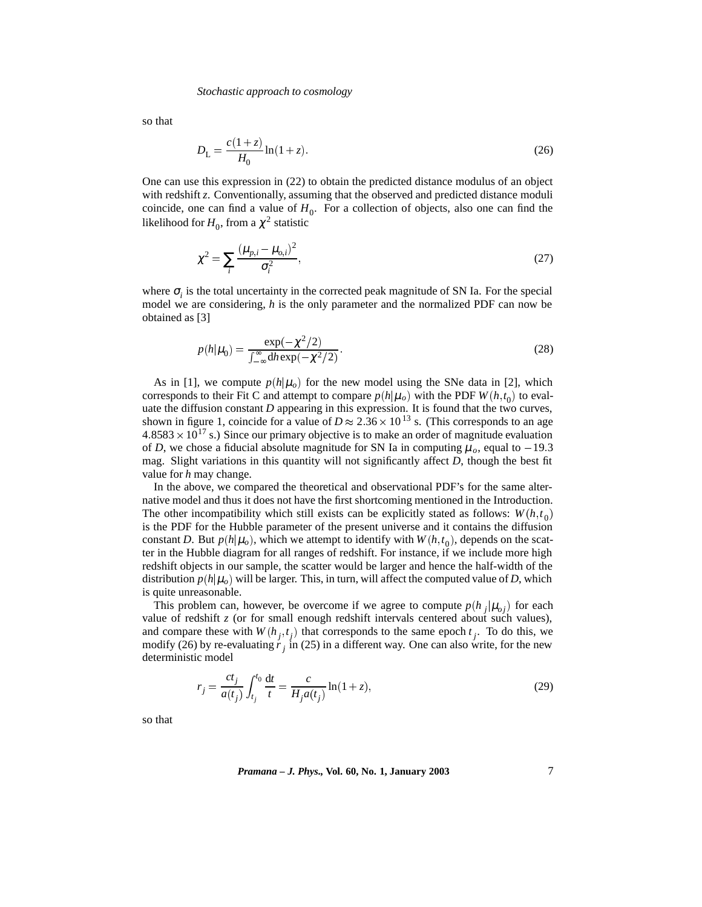so that

$$D_{\mathrm{L}} = \frac{c(1+z)}{H_0} \ln(1+z). \tag{26}$$

One can use this expression in (22) to obtain the predicted distance modulus of an object with redshift $z$. Conventionally, assuming that the observed and predicted distance moduli coincide, one can find a value of $H_0$. For a collection of objects, also one can find the likelihood for $H_0$, from a $\chi^2$ statistic

$$\chi^2 = \sum_i \frac{(\mu_{p,i} - \mu_{o,i})^2}{\sigma_i^2}, \tag{27}$$

where $\sigma_i$ is the total uncertainty in the corrected peak magnitude of SN Ia. For the special model we are considering, $h$ is the only parameter and the normalized PDF can now be obtained as [3]

$$p(h|\mu_0) = \frac{\exp(-\chi^2/2)}{\int_{-\infty}^{\infty} \mathrm{d}h \exp(-\chi^2/2)}. \tag{28}$$

As in [1], we compute $p(h|\mu_o)$ for the new model using the SNe data in [2], which corresponds to their Fit C and attempt to compare $p(h|\mu_o)$ with the PDF $W(h,t_0)$ to evaluate the diffusion constant $D$ appearing in this expression. It is found that the two curves, shown in figure 1, coincide for a value of $D \approx 2.36 \times 10^{13}$ s. (This corresponds to an age $4.8583 \times 10^{17}$ s.) Since our primary objective is to make an order of magnitude evaluation of $D$, we chose a fiducial absolute magnitude for SN Ia in computing $\mu_o$, equal to $-19.3$ mag. Slight variations in this quantity will not significantly affect $D$, though the best fit value for $h$ may change.

In the above, we compared the theoretical and observational PDF's for the same alternative model and thus it does not have the first shortcoming mentioned in the Introduction. The other incompatibility which still exists can be explicitly stated as follows: $W(h,t_0)$ is the PDF for the Hubble parameter of the present universe and it contains the diffusion constant $D$. But $p(h|\mu_o)$, which we attempt to identify with $W(h,t_0)$, depends on the scatter in the Hubble diagram for all ranges of redshift. For instance, if we include more high redshift objects in our sample, the scatter would be larger and hence the half-width of the distribution $p(h|\mu_o)$ will be larger. This, in turn, will affect the computed value of $D$, which is quite unreasonable.

This problem can, however, be overcome if we agree to compute $p(h_j|\mu_{oj})$ for each value of redshift $z$ (or for small enough redshift intervals centered about such values), and compare these with $W(h_j,t_j)$ that corresponds to the same epoch $t_j$. To do this, we modify (26) by re-evaluating $r_j$ in (25) in a different way. One can also write, for the new deterministic model

$$r_j = \frac{ct_j}{a(t_j)} \int_{t_j}^{t_0} \frac{\mathrm{d}t}{t} = \frac{c}{H_j a(t_j)} \ln(1+z), \tag{29}$$

so that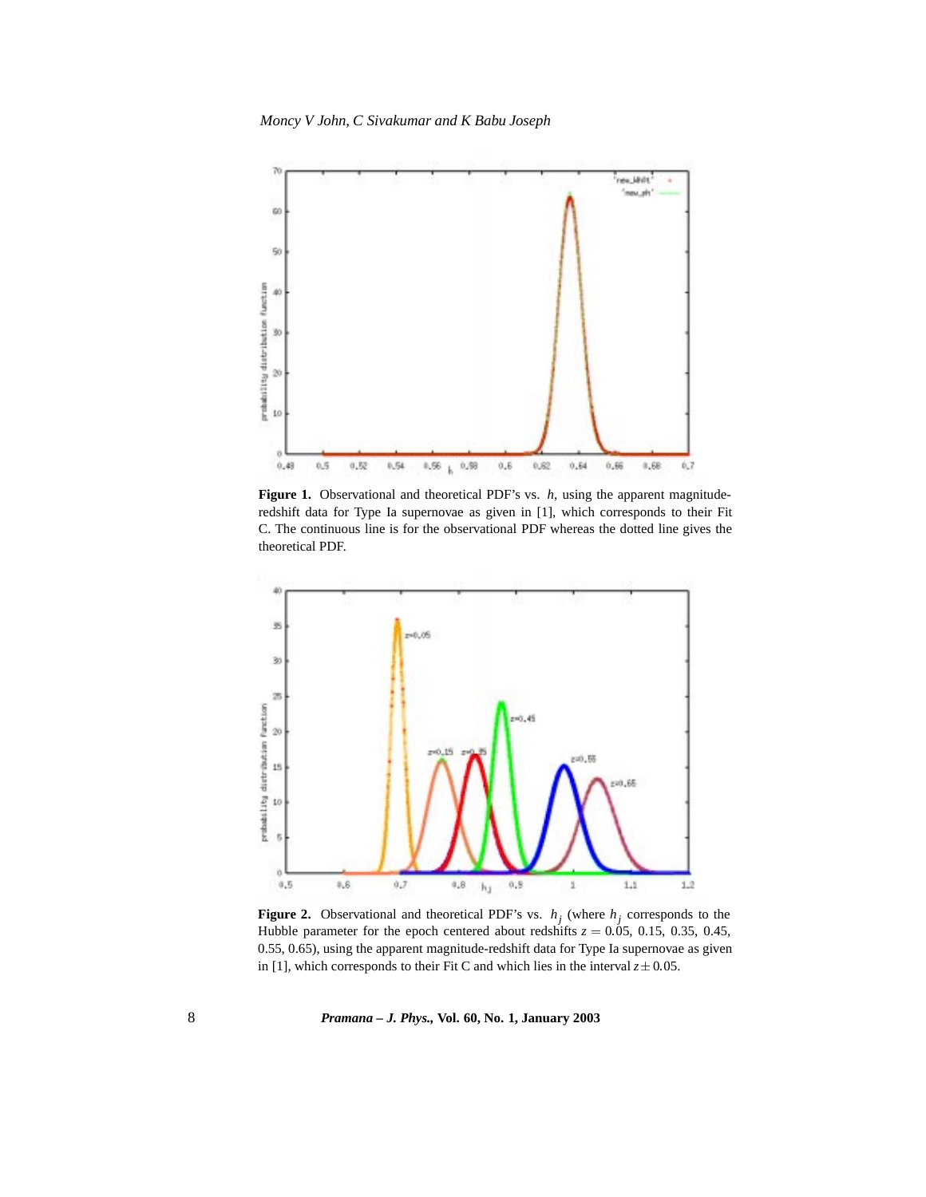**Figure 1.** Observational and theoretical PDF's vs. $h$, using the apparent magnitude-redshift data for Type Ia supernovae as given in [1], which corresponds to their Fit C. The continuous line is for the observational PDF whereas the dotted line gives the theoretical PDF.

**Figure 2.** Observational and theoretical PDF's vs. $h_j$ (where $h_j$ corresponds to the Hubble parameter for the epoch centered about redshifts $z = 0.05$, 0.15, 0.35, 0.45, 0.55, 0.65), using the apparent magnitude-redshift data for Type Ia supernovae as given in [1], which corresponds to their Fit C and which lies in the interval $z \pm 0.05$.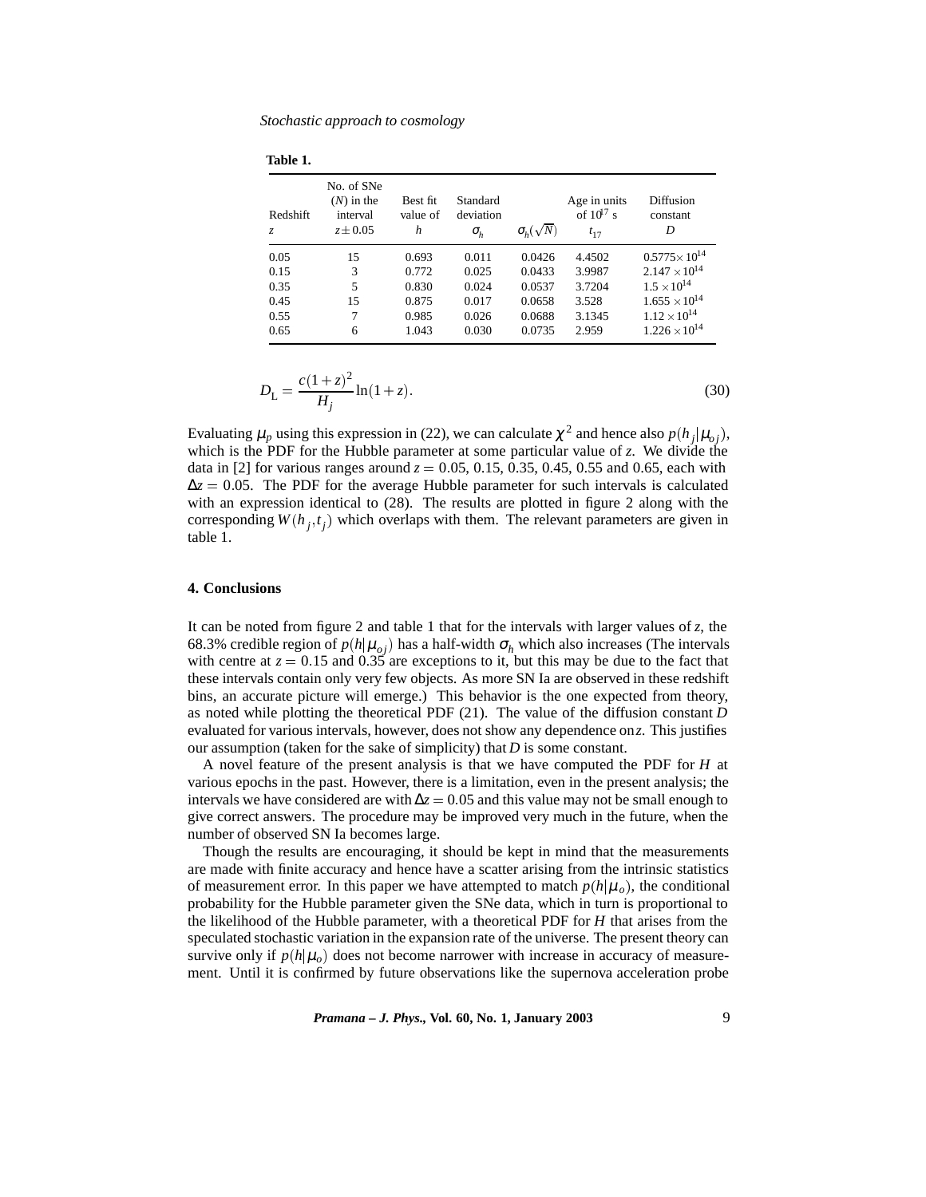**Table 1.**

| Redshift $z$ | No. of SNe ($N$) in the interval $z \pm 0.05$ | Best fit value of $h$ | Standard deviation $\sigma_h$ | $\sigma_h(\sqrt{N})$ | Age in units of $10^{17}$ s $t_{17}$ | Diffusion constant $D$ |
|---|---|---|---|---|---|---|
| 0.05 | 15 | 0.693 | 0.011 | 0.0426 | 4.4502 | $0.5775\times 10^{14}$ |
| 0.15 | 3 | 0.772 | 0.025 | 0.0433 | 3.9987 | $2.147\times 10^{14}$ |
| 0.35 | 5 | 0.830 | 0.024 | 0.0537 | 3.7204 | $1.5\times 10^{14}$ |
| 0.45 | 15 | 0.875 | 0.017 | 0.0658 | 3.528 | $1.655\times 10^{14}$ |
| 0.55 | 7 | 0.985 | 0.026 | 0.0688 | 3.1345 | $1.12\times 10^{14}$ |
| 0.65 | 6 | 1.043 | 0.030 | 0.0735 | 2.959 | $1.226\times 10^{14}$ |

$$D_{\mathrm{L}} = \frac{c(1+z)^2}{H_j}\ln(1+z). \tag{30}$$

Evaluating $\mu_p$ using this expression in (22), we can calculate $\chi^2$ and hence also $p(h_j|\mu_{oj})$, which is the PDF for the Hubble parameter at some particular value of $z$. We divide the data in [2] for various ranges around $z = 0.05$, 0.15, 0.35, 0.45, 0.55 and 0.65, each with $\Delta z = 0.05$. The PDF for the average Hubble parameter for such intervals is calculated with an expression identical to (28). The results are plotted in figure 2 along with the corresponding $W(h_j,t_j)$ which overlaps with them. The relevant parameters are given in table 1.

## 4. Conclusions

It can be noted from figure 2 and table 1 that for the intervals with larger values of $z$, the 68.3% credible region of $p(h|\mu_{oj})$ has a half-width $\sigma_h$ which also increases (The intervals with centre at $z = 0.15$ and 0.35 are exceptions to it, but this may be due to the fact that these intervals contain only very few objects. As more SN Ia are observed in these redshift bins, an accurate picture will emerge.) This behavior is the one expected from theory, as noted while plotting the theoretical PDF (21). The value of the diffusion constant $D$ evaluated for various intervals, however, does not show any dependence on $z$. This justifies our assumption (taken for the sake of simplicity) that $D$ is some constant.

A novel feature of the present analysis is that we have computed the PDF for $H$ at various epochs in the past. However, there is a limitation, even in the present analysis; the intervals we have considered are with $\Delta z = 0.05$ and this value may not be small enough to give correct answers. The procedure may be improved very much in the future, when the number of observed SN Ia becomes large.

Though the results are encouraging, it should be kept in mind that the measurements are made with finite accuracy and hence have a scatter arising from the intrinsic statistics of measurement error. In this paper we have attempted to match $p(h|\mu_o)$, the conditional probability for the Hubble parameter given the SNe data, which in turn is proportional to the likelihood of the Hubble parameter, with a theoretical PDF for $H$ that arises from the speculated stochastic variation in the expansion rate of the universe. The present theory can survive only if $p(h|\mu_o)$ does not become narrower with increase in accuracy of measurement. Until it is confirmed by future observations like the supernova acceleration probe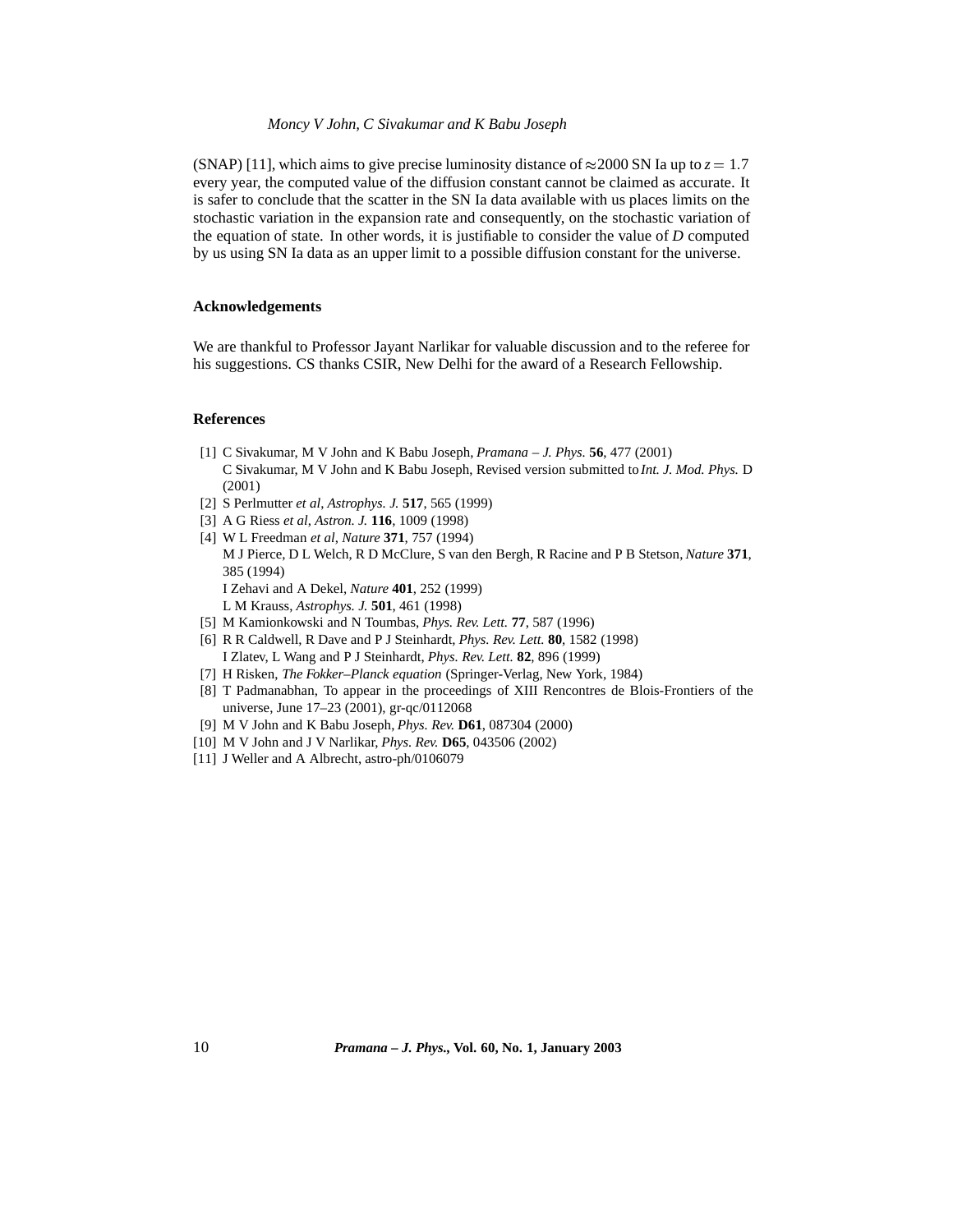(SNAP) [11], which aims to give precise luminosity distance of $\approx$2000 SN Ia up to $z = 1.7$ every year, the computed value of the diffusion constant cannot be claimed as accurate. It is safer to conclude that the scatter in the SN Ia data available with us places limits on the stochastic variation in the expansion rate and consequently, on the stochastic variation of the equation of state. In other words, it is justifiable to consider the value of $D$ computed by us using SN Ia data as an upper limit to a possible diffusion constant for the universe.

### Acknowledgements

We are thankful to Professor Jayant Narlikar for valuable discussion and to the referee for his suggestions. CS thanks CSIR, New Delhi for the award of a Research Fellowship.

### References

[1] C Sivakumar, M V John and K Babu Joseph, *Pramana – J. Phys.* **56**, 477 (2001)
C Sivakumar, M V John and K Babu Joseph, Revised version submitted to *Int. J. Mod. Phys.* D (2001)

[2] S Perlmutter *et al*, *Astrophys. J.* **517**, 565 (1999)

[3] A G Riess *et al*, *Astron. J.* **116**, 1009 (1998)

[4] W L Freedman *et al*, *Nature* **371**, 757 (1994)
M J Pierce, D L Welch, R D McClure, S van den Bergh, R Racine and P B Stetson, *Nature* **371**, 385 (1994)
I Zehavi and A Dekel, *Nature* **401**, 252 (1999)
L M Krauss, *Astrophys. J.* **501**, 461 (1998)

[5] M Kamionkowski and N Toumbas, *Phys. Rev. Lett.* **77**, 587 (1996)

[6] R R Caldwell, R Dave and P J Steinhardt, *Phys. Rev. Lett.* **80**, 1582 (1998)
I Zlatev, L Wang and P J Steinhardt, *Phys. Rev. Lett.* **82**, 896 (1999)

[7] H Risken, *The Fokker–Planck equation* (Springer-Verlag, New York, 1984)

[8] T Padmanabhan, To appear in the proceedings of XIII Rencontres de Blois-Frontiers of the universe, June 17–23 (2001), gr-qc/0112068

[9] M V John and K Babu Joseph, *Phys. Rev.* **D61**, 087304 (2000)

[10] M V John and J V Narlikar, *Phys. Rev.* **D65**, 043506 (2002)

[11] J Weller and A Albrecht, astro-ph/0106079